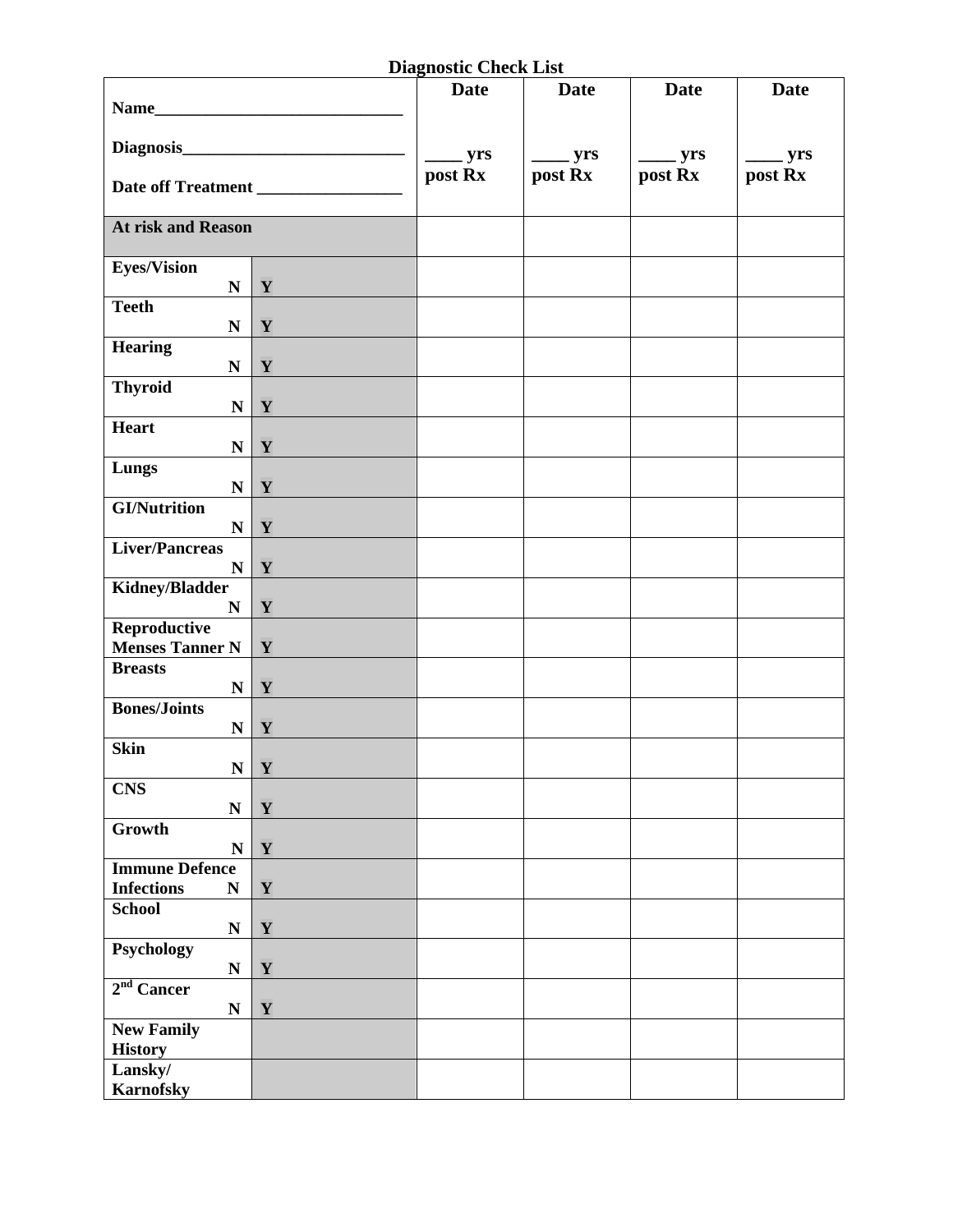# Diagnostic Check List

| Name______________________________<br><br>Diagnosis___________________________<br><br>Date off Treatment _________________ | | Date<br><br>____ yrs post Rx | Date<br><br>____ yrs post Rx | Date<br><br>____ yrs post Rx | Date<br><br>____ yrs post Rx |
|---|---|---|---|---|---|
| **At risk and Reason** | | | | | |
| **Eyes/Vision** N | Y | | | | |
| **Teeth** N | Y | | | | |
| **Hearing** N | Y | | | | |
| **Thyroid** N | Y | | | | |
| **Heart** N | Y | | | | |
| **Lungs** N | Y | | | | |
| **GI/Nutrition** N | Y | | | | |
| **Liver/Pancreas** N | Y | | | | |
| **Kidney/Bladder** N | Y | | | | |
| **Reproductive Menses Tanner** N | Y | | | | |
| **Breasts** N | Y | | | | |
| **Bones/Joints** N | Y | | | | |
| **Skin** N | Y | | | | |
| **CNS** N | Y | | | | |
| **Growth** N | Y | | | | |
| **Immune Defence Infections** N | Y | | | | |
| **School** N | Y | | | | |
| **Psychology** N | Y | | | | |
| **2nd Cancer** N | Y | | | | |
| **New Family History** | | | | | |
| **Lansky/ Karnofsky** | | | | | |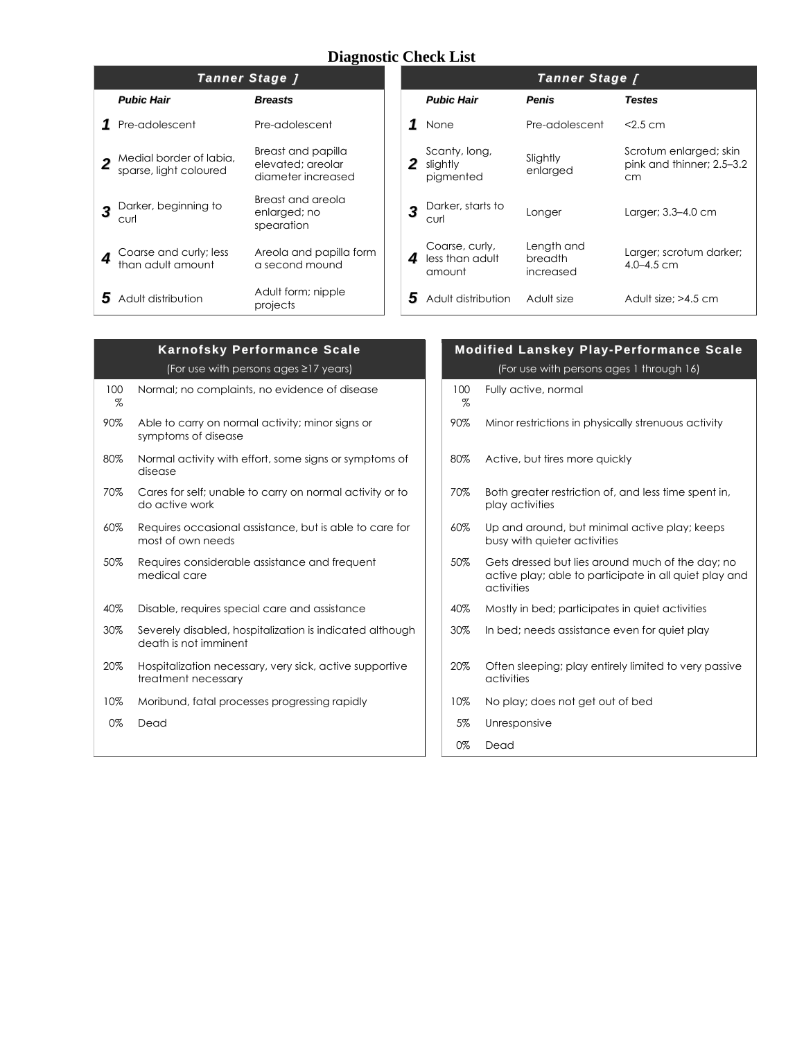# Diagnostic Check List

| Tanner Stage ] | | |
|---|---|---|
| | **Pubic Hair** | **Breasts** |
| **1** | Pre-adolescent | Pre-adolescent |
| **2** | Medial border of labia, sparse, light coloured | Breast and papilla elevated; areolar diameter increased |
| **3** | Darker, beginning to curl | Breast and areola enlarged; no spearation |
| **4** | Coarse and curly; less than adult amount | Areola and papilla form a second mound |
| **5** | Adult distribution | Adult form; nipple projects |

| Tanner Stage [ | | | |
|---|---|---|---|
| | **Pubic Hair** | **Penis** | **Testes** |
| **1** | None | Pre-adolescent | <2.5 cm |
| **2** | Scanty, long, slightly pigmented | Slightly enlarged | Scrotum enlarged; skin pink and thinner; 2.5–3.2 cm |
| **3** | Darker, starts to curl | Longer | Larger; 3.3–4.0 cm |
| **4** | Coarse, curly, less than adult amount | Length and breadth increased | Larger; scrotum darker; 4.0–4.5 cm |
| **5** | Adult distribution | Adult size | Adult size; >4.5 cm |

| Karnofsky Performance Scale (For use with persons ages ≥17 years) | |
|---|---|
| 100 % | Normal; no complaints, no evidence of disease |
| 90% | Able to carry on normal activity; minor signs or symptoms of disease |
| 80% | Normal activity with effort, some signs or symptoms of disease |
| 70% | Cares for self; unable to carry on normal activity or to do active work |
| 60% | Requires occasional assistance, but is able to care for most of own needs |
| 50% | Requires considerable assistance and frequent medical care |
| 40% | Disable, requires special care and assistance |
| 30% | Severely disabled, hospitalization is indicated although death is not imminent |
| 20% | Hospitalization necessary, very sick, active supportive treatment necessary |
| 10% | Moribund, fatal processes progressing rapidly |
| 0% | Dead |

| Modified Lanskey Play-Performance Scale (For use with persons ages 1 through 16) | |
|---|---|
| 100 % | Fully active, normal |
| 90% | Minor restrictions in physically strenuous activity |
| 80% | Active, but tires more quickly |
| 70% | Both greater restriction of, and less time spent in, play activities |
| 60% | Up and around, but minimal active play; keeps busy with quieter activities |
| 50% | Gets dressed but lies around much of the day; no active play; able to participate in all quiet play and activities |
| 40% | Mostly in bed; participates in quiet activities |
| 30% | In bed; needs assistance even for quiet play |
| 20% | Often sleeping; play entirely limited to very passive activities |
| 10% | No play; does not get out of bed |
| 5% | Unresponsive |
| 0% | Dead |